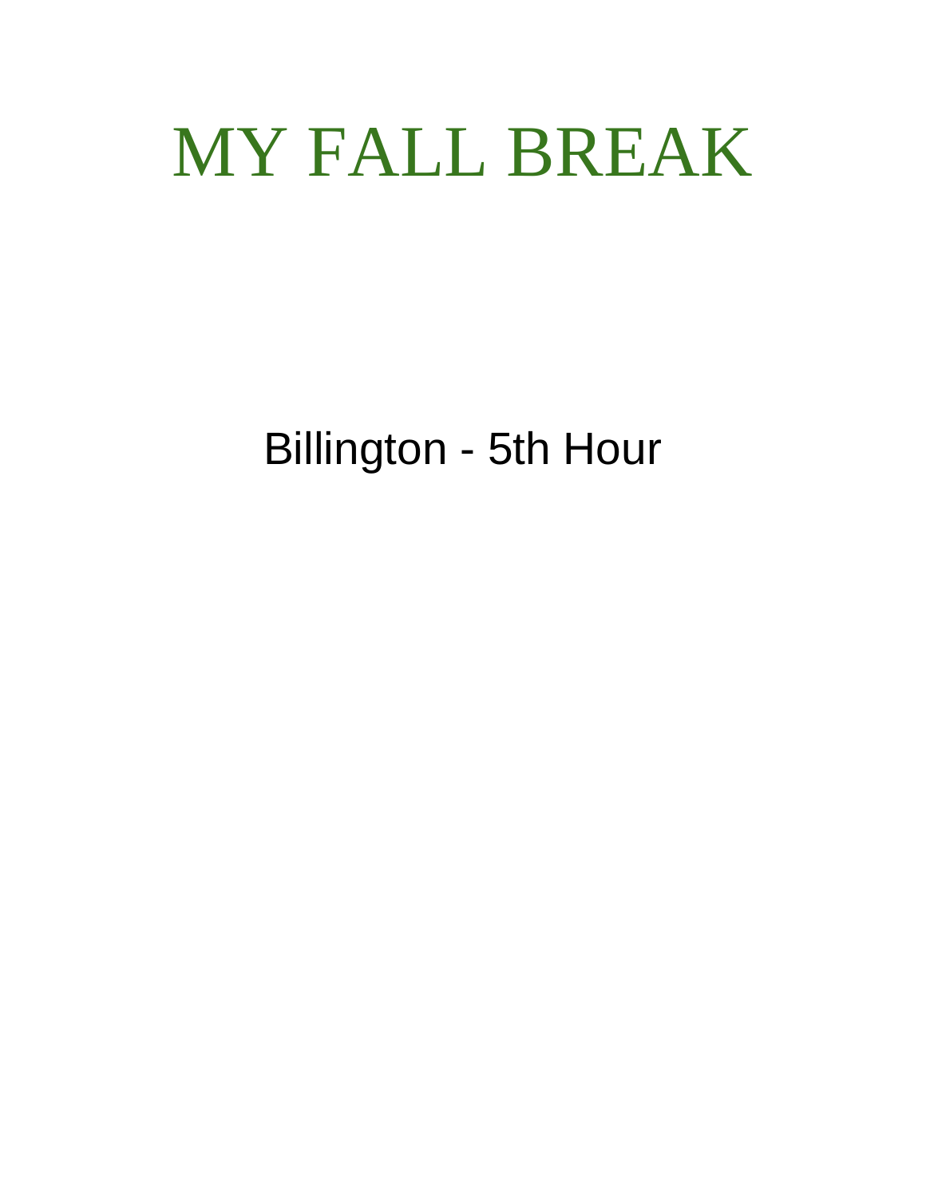# MY FALL BREAK

Billington - 5th Hour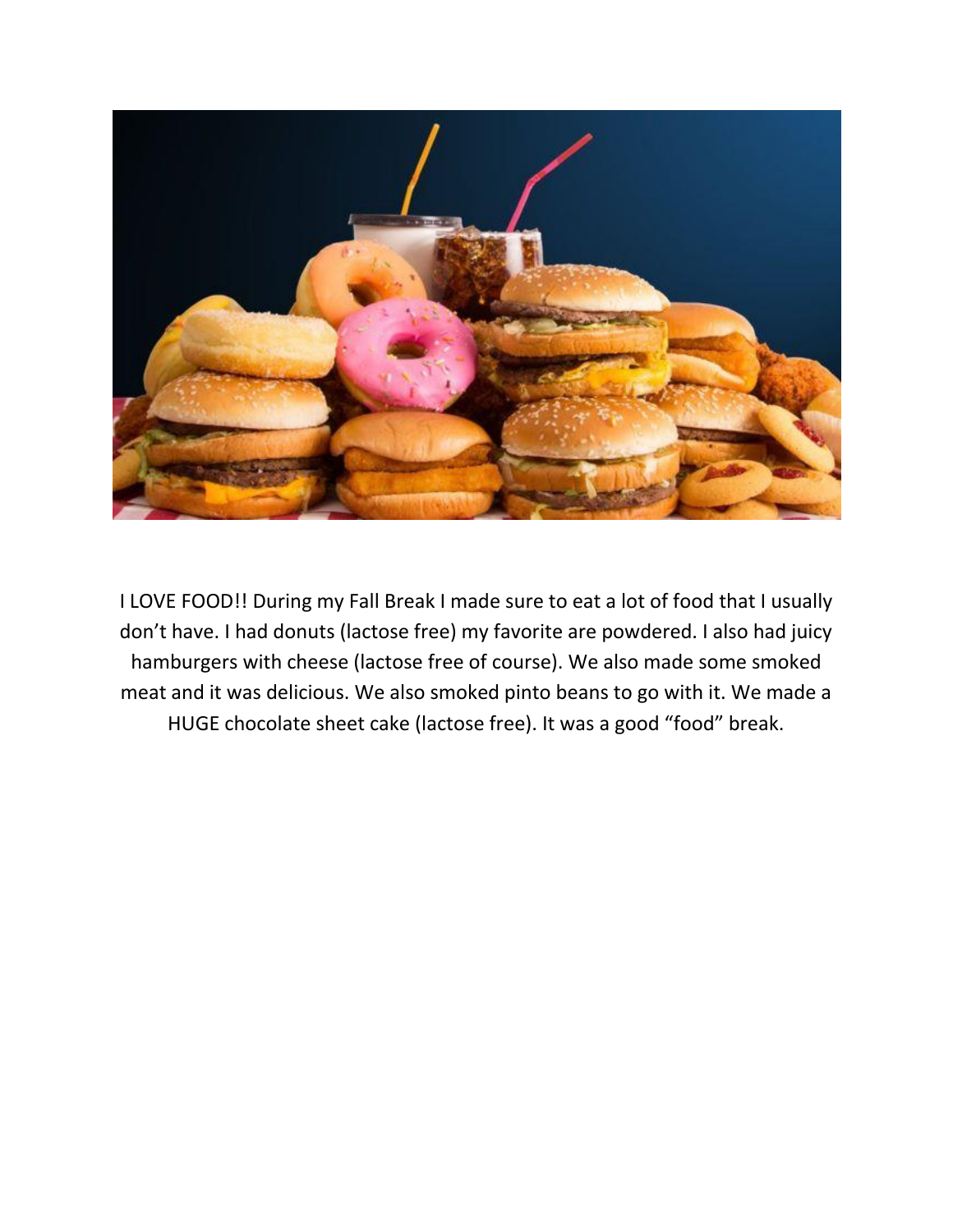I LOVE FOOD!! During my Fall Break I made sure to eat a lot of food that I usually don't have. I had donuts (lactose free) my favorite are powdered. I also had juicy hamburgers with cheese (lactose free of course). We also made some smoked meat and it was delicious. We also smoked pinto beans to go with it. We made a HUGE chocolate sheet cake (lactose free). It was a good "food" break.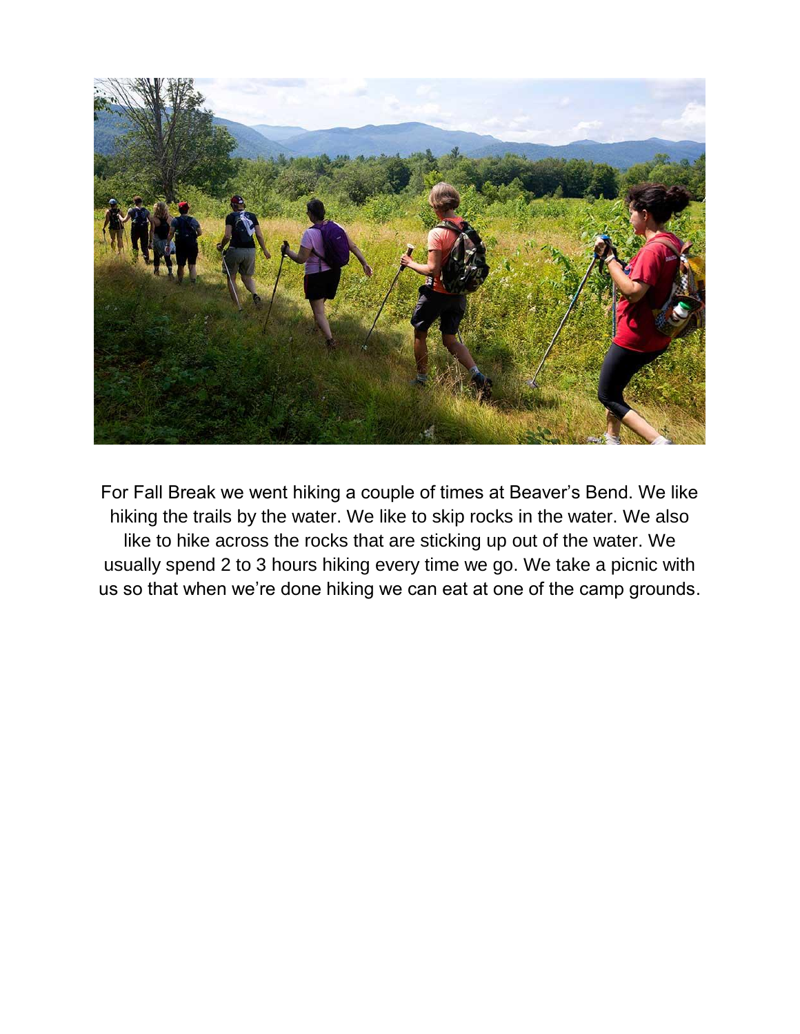For Fall Break we went hiking a couple of times at Beaver's Bend. We like hiking the trails by the water. We like to skip rocks in the water. We also like to hike across the rocks that are sticking up out of the water. We usually spend 2 to 3 hours hiking every time we go. We take a picnic with us so that when we're done hiking we can eat at one of the camp grounds.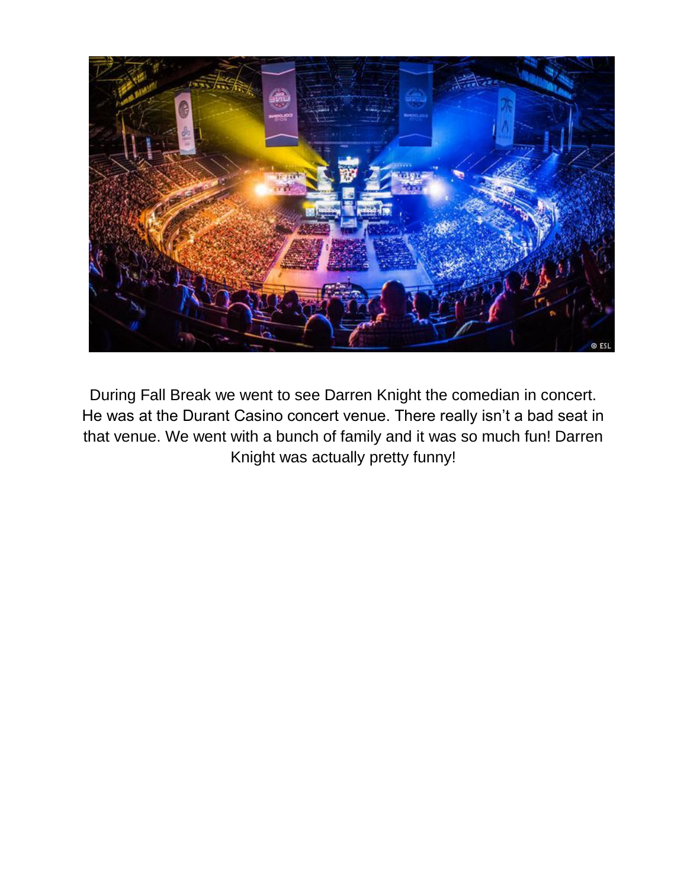During Fall Break we went to see Darren Knight the comedian in concert. He was at the Durant Casino concert venue. There really isn’t a bad seat in that venue. We went with a bunch of family and it was so much fun! Darren Knight was actually pretty funny!